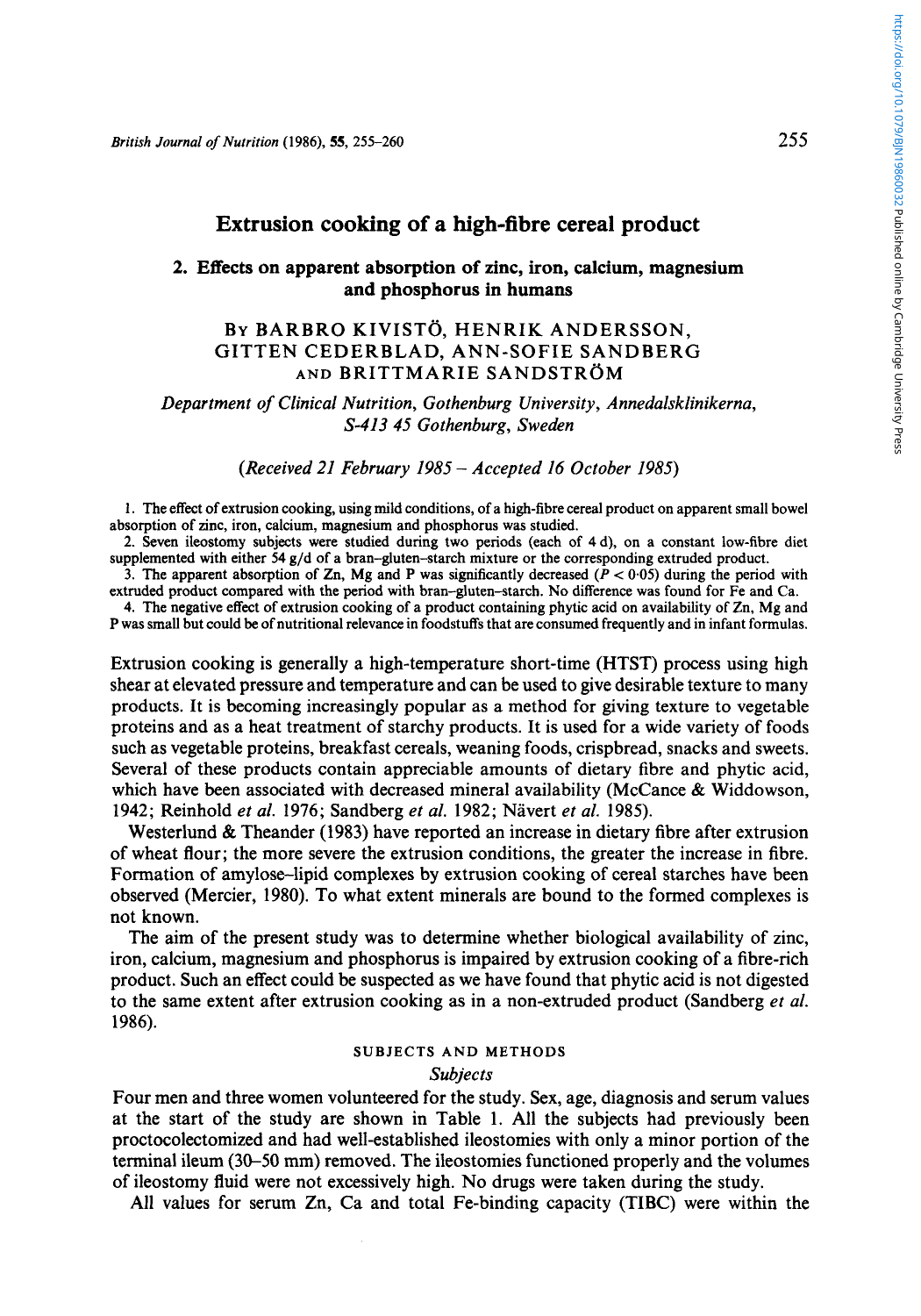# Extrusion cooking of a high-fibre cereal product

## 2. Effects on apparent absorption of zinc, iron, calcium, magnesium and phosphorus in humans

BY BARBRO KIVISTÖ, HENRIK ANDERSSON, GITTEN CEDERBLAD, ANN-SOFIE SANDBERG AND BRITTMARIE SANDSTRÖM

*Department of Clinical Nutrition, Gothenburg University, Annedalsklinikerna, S-413 45 Gothenburg, Sweden*

*(Received 21 February 1985 – Accepted 16 October 1985)*

1. The effect of extrusion cooking, using mild conditions, of a high-fibre cereal product on apparent small bowel absorption of zinc, iron, calcium, magnesium and phosphorus was studied.

2. Seven ileostomy subjects were studied during two periods (each of 4 d), on a constant low-fibre diet supplemented with either 54 g/d of a bran–gluten–starch mixture or the corresponding extruded product.

3. The apparent absorption of Zn, Mg and P was significantly decreased ($P < 0.05$) during the period with extruded product compared with the period with bran–gluten–starch. No difference was found for Fe and Ca.

4. The negative effect of extrusion cooking of a product containing phytic acid on availability of Zn, Mg and P was small but could be of nutritional relevance in foodstuffs that are consumed frequently and in infant formulas.

Extrusion cooking is generally a high-temperature short-time (HTST) process using high shear at elevated pressure and temperature and can be used to give desirable texture to many products. It is becoming increasingly popular as a method for giving texture to vegetable proteins and as a heat treatment of starchy products. It is used for a wide variety of foods such as vegetable proteins, breakfast cereals, weaning foods, crispbread, snacks and sweets. Several of these products contain appreciable amounts of dietary fibre and phytic acid, which have been associated with decreased mineral availability (McCance & Widdowson, 1942; Reinhold *et al.* 1976; Sandberg *et al.* 1982; Nävert *et al.* 1985).

Westerlund & Theander (1983) have reported an increase in dietary fibre after extrusion of wheat flour; the more severe the extrusion conditions, the greater the increase in fibre. Formation of amylose–lipid complexes by extrusion cooking of cereal starches have been observed (Mercier, 1980). To what extent minerals are bound to the formed complexes is not known.

The aim of the present study was to determine whether biological availability of zinc, iron, calcium, magnesium and phosphorus is impaired by extrusion cooking of a fibre-rich product. Such an effect could be suspected as we have found that phytic acid is not digested to the same extent after extrusion cooking as in a non-extruded product (Sandberg *et al.* 1986).

## SUBJECTS AND METHODS

### *Subjects*

Four men and three women volunteered for the study. Sex, age, diagnosis and serum values at the start of the study are shown in Table 1. All the subjects had previously been proctocolectomized and had well-established ileostomies with only a minor portion of the terminal ileum (30–50 mm) removed. The ileostomies functioned properly and the volumes of ileostomy fluid were not excessively high. No drugs were taken during the study.

All values for serum Zn, Ca and total Fe-binding capacity (TIBC) were within the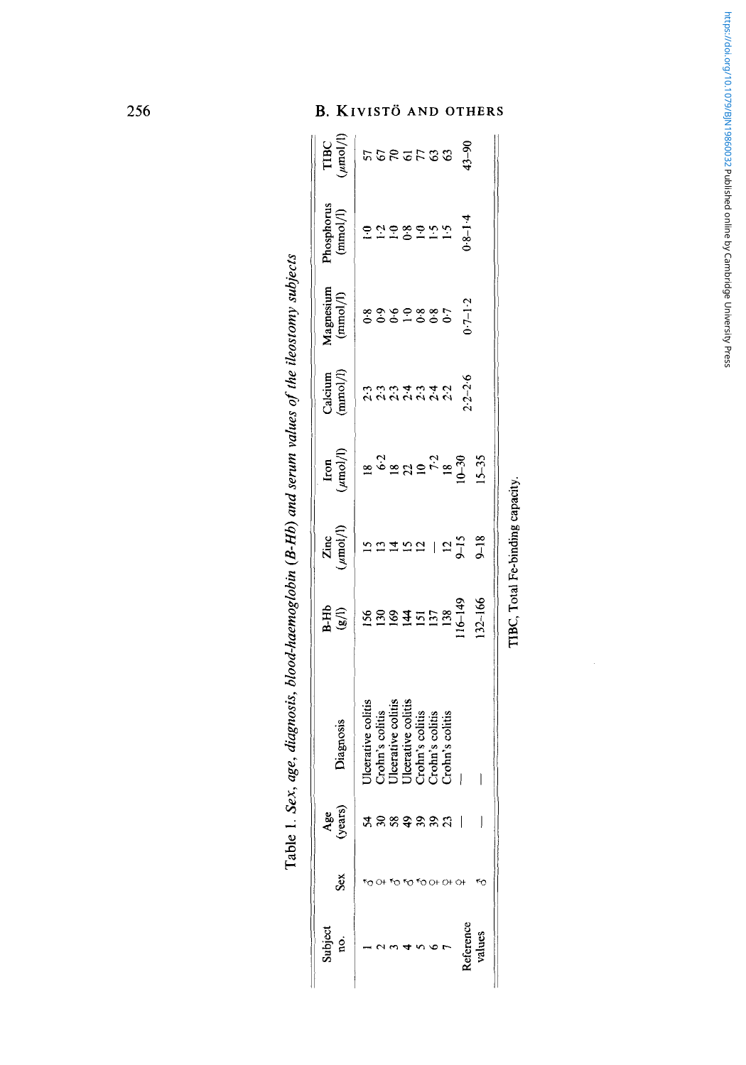Table 1. *Sex, age, diagnosis, blood-haemoglobin (B-Hb) and serum values of the ileostomy subjects*

| Subject no. | Sex | Age (years) | Diagnosis | B-Hb (g/l) | Zinc (μmol/l) | Iron (μmol/l) | Calcium (mmol/l) | Magnesium (mmol/l) | Phosphorus (mmol/l) | TIBC (μmol/l) |
|---|---|---|---|---|---|---|---|---|---|---|
| 1 | ♂ | 54 | Ulcerative colitis | 156 | 15 | 18 | 2·3 | 0·8 | 1·0 | 57 |
| 2 | ♀ | 30 | Crohn's colitis | 130 | 13 | 6·2 | 2·3 | 0·9 | 1·2 | 67 |
| 3 | ♂ | 58 | Ulcerative colitis | 169 | 14 | 18 | 2·3 | 0·6 | 1·0 | 70 |
| 4 | ♂ | 49 | Ulcerative colitis | 144 | 15 | 22 | 2·4 | 1·0 | 0·8 | 61 |
| 5 | ♂ | 39 | Crohn's colitis | 151 | 12 | 10 | 2·3 | 0·8 | 1·0 | 77 |
| 6 | ♀ | 39 | Crohn's colitis | 137 | — | 7·2 | 2·4 | 0·8 | 1·5 | 63 |
| 7 | ♀ | 23 | Crohn's colitis | 138 | 12 | 18 | 2·2 | 0·7 | 1·5 | 63 |
| Reference | ♀ | — | — | 116–149 | 9–15 | 10–30 | 2·2–2·6 | 0·7–1·2 | 0·8–1·4 | 43–90 |
| values | ♂ | — | — | 132–166 | 9–18 | 15–35 | | | | |

TIBC, Total Fe-binding capacity.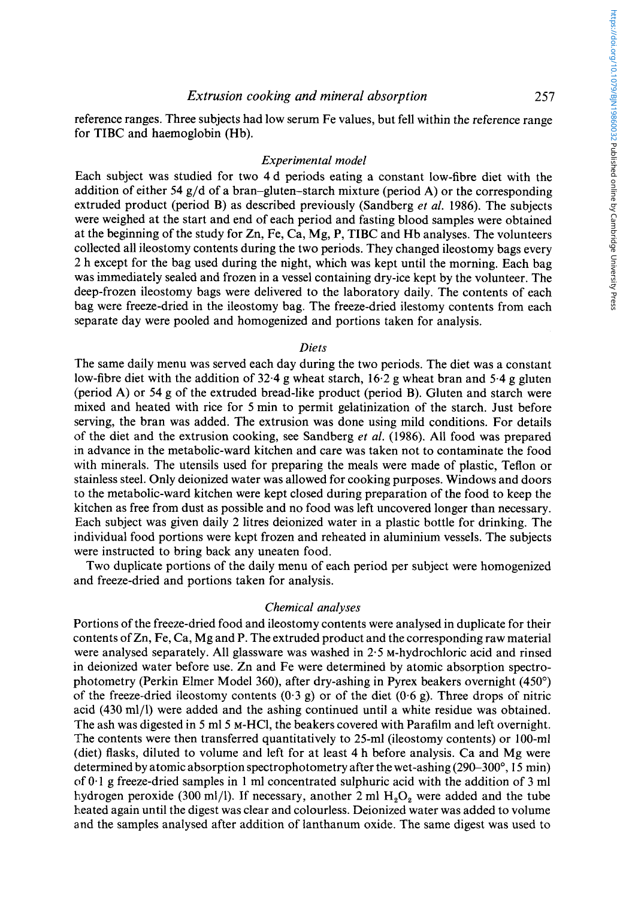reference ranges. Three subjects had low serum Fe values, but fell within the reference range for TIBC and haemoglobin (Hb).

### *Experimental model*

Each subject was studied for two 4 d periods eating a constant low-fibre diet with the addition of either 54 g/d of a bran–gluten–starch mixture (period A) or the corresponding extruded product (period B) as described previously (Sandberg *et al.* 1986). The subjects were weighed at the start and end of each period and fasting blood samples were obtained at the beginning of the study for Zn, Fe, Ca, Mg, P, TIBC and Hb analyses. The volunteers collected all ileostomy contents during the two periods. They changed ileostomy bags every 2 h except for the bag used during the night, which was kept until the morning. Each bag was immediately sealed and frozen in a vessel containing dry-ice kept by the volunteer. The deep-frozen ileostomy bags were delivered to the laboratory daily. The contents of each bag were freeze-dried in the ileostomy bag. The freeze-dried ilestomy contents from each separate day were pooled and homogenized and portions taken for analysis.

### *Diets*

The same daily menu was served each day during the two periods. The diet was a constant low-fibre diet with the addition of 32·4 g wheat starch, 16·2 g wheat bran and 5·4 g gluten (period A) or 54 g of the extruded bread-like product (period B). Gluten and starch were mixed and heated with rice for 5 min to permit gelatinization of the starch. Just before serving, the bran was added. The extrusion was done using mild conditions. For details of the diet and the extrusion cooking, see Sandberg *et al.* (1986). All food was prepared in advance in the metabolic-ward kitchen and care was taken not to contaminate the food with minerals. The utensils used for preparing the meals were made of plastic, Teflon or stainless steel. Only deionized water was allowed for cooking purposes. Windows and doors to the metabolic-ward kitchen were kept closed during preparation of the food to keep the kitchen as free from dust as possible and no food was left uncovered longer than necessary. Each subject was given daily 2 litres deionized water in a plastic bottle for drinking. The individual food portions were kept frozen and reheated in aluminium vessels. The subjects were instructed to bring back any uneaten food.

Two duplicate portions of the daily menu of each period per subject were homogenized and freeze-dried and portions taken for analysis.

### *Chemical analyses*

Portions of the freeze-dried food and ileostomy contents were analysed in duplicate for their contents of Zn, Fe, Ca, Mg and P. The extruded product and the corresponding raw material were analysed separately. All glassware was washed in 2·5 M-hydrochloric acid and rinsed in deionized water before use. Zn and Fe were determined by atomic absorption spectrophotometry (Perkin Elmer Model 360), after dry-ashing in Pyrex beakers overnight (450°) of the freeze-dried ileostomy contents (0·3 g) or of the diet (0·6 g). Three drops of nitric acid (430 ml/l) were added and the ashing continued until a white residue was obtained. The ash was digested in 5 ml 5 M-HCl, the beakers covered with Parafilm and left overnight. The contents were then transferred quantitatively to 25-ml (ileostomy contents) or 100-ml (diet) flasks, diluted to volume and left for at least 4 h before analysis. Ca and Mg were determined by atomic absorption spectrophotometry after the wet-ashing (290–300°, 15 min) of 0·1 g freeze-dried samples in 1 ml concentrated sulphuric acid with the addition of 3 ml hydrogen peroxide (300 ml/l). If necessary, another 2 ml $H_2O_2$ were added and the tube heated again until the digest was clear and colourless. Deionized water was added to volume and the samples analysed after addition of lanthanum oxide. The same digest was used to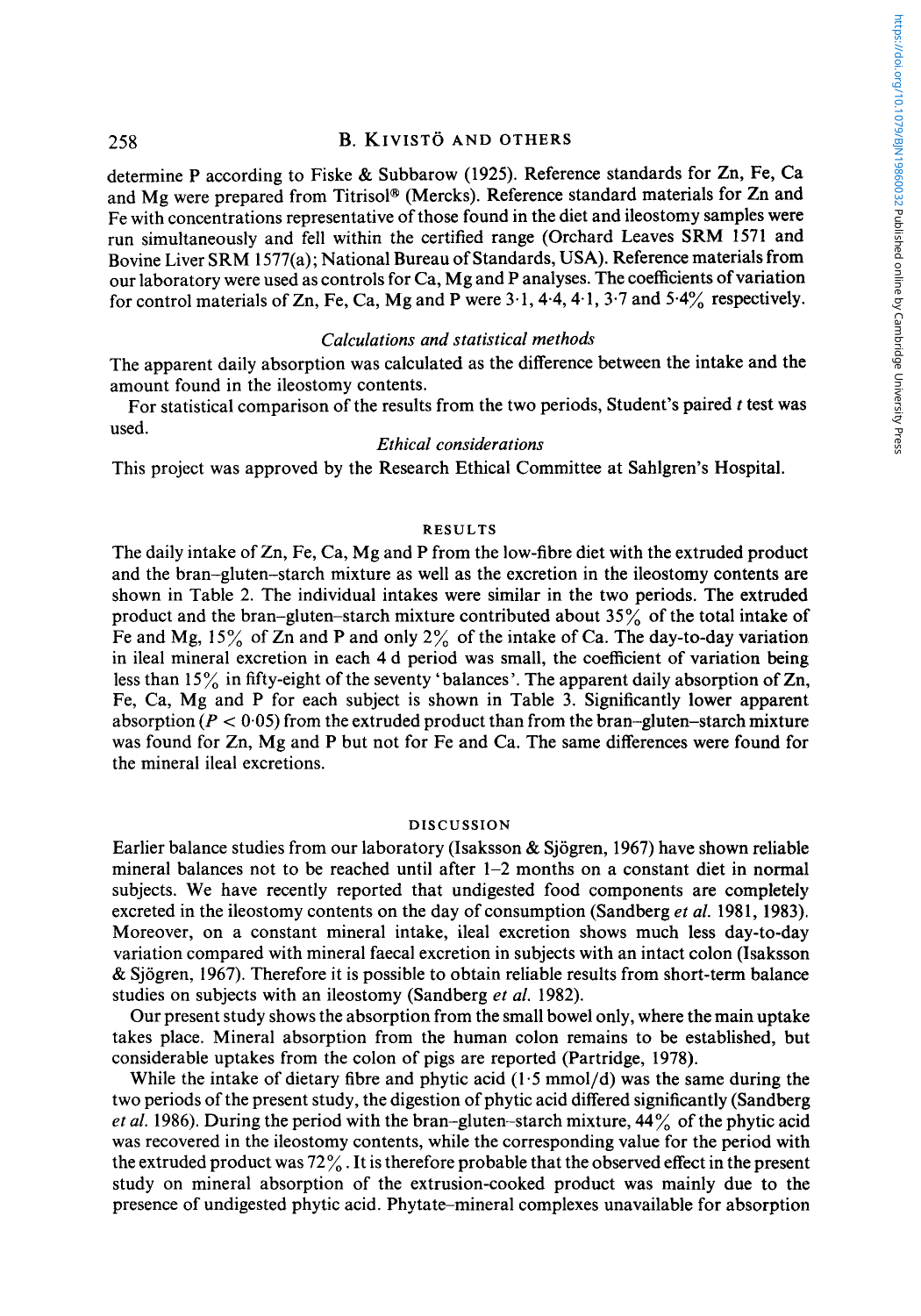determine P according to Fiske & Subbarow (1925). Reference standards for Zn, Fe, Ca and Mg were prepared from Titrisol® (Mercks). Reference standard materials for Zn and Fe with concentrations representative of those found in the diet and ileostomy samples were run simultaneously and fell within the certified range (Orchard Leaves SRM 1571 and Bovine Liver SRM 1577(a); National Bureau of Standards, USA). Reference materials from our laboratory were used as controls for Ca, Mg and P analyses. The coefficients of variation for control materials of Zn, Fe, Ca, Mg and P were 3·1, 4·4, 4·1, 3·7 and 5·4% respectively.

### *Calculations and statistical methods*

The apparent daily absorption was calculated as the difference between the intake and the amount found in the ileostomy contents.

For statistical comparison of the results from the two periods, Student's paired *t* test was used.

### *Ethical considerations*

This project was approved by the Research Ethical Committee at Sahlgren's Hospital.

## RESULTS

The daily intake of Zn, Fe, Ca, Mg and P from the low-fibre diet with the extruded product and the bran–gluten–starch mixture as well as the excretion in the ileostomy contents are shown in Table 2. The individual intakes were similar in the two periods. The extruded product and the bran–gluten–starch mixture contributed about 35% of the total intake of Fe and Mg, 15% of Zn and P and only 2% of the intake of Ca. The day-to-day variation in ileal mineral excretion in each 4 d period was small, the coefficient of variation being less than 15% in fifty-eight of the seventy 'balances'. The apparent daily absorption of Zn, Fe, Ca, Mg and P for each subject is shown in Table 3. Significantly lower apparent absorption ($P < 0·05$) from the extruded product than from the bran–gluten–starch mixture was found for Zn, Mg and P but not for Fe and Ca. The same differences were found for the mineral ileal excretions.

## DISCUSSION

Earlier balance studies from our laboratory (Isaksson & Sjögren, 1967) have shown reliable mineral balances not to be reached until after 1–2 months on a constant diet in normal subjects. We have recently reported that undigested food components are completely excreted in the ileostomy contents on the day of consumption (Sandberg *et al.* 1981, 1983). Moreover, on a constant mineral intake, ileal excretion shows much less day-to-day variation compared with mineral faecal excretion in subjects with an intact colon (Isaksson & Sjögren, 1967). Therefore it is possible to obtain reliable results from short-term balance studies on subjects with an ileostomy (Sandberg *et al.* 1982).

Our present study shows the absorption from the small bowel only, where the main uptake takes place. Mineral absorption from the human colon remains to be established, but considerable uptakes from the colon of pigs are reported (Partridge, 1978).

While the intake of dietary fibre and phytic acid (1·5 mmol/d) was the same during the two periods of the present study, the digestion of phytic acid differed significantly (Sandberg *et al.* 1986). During the period with the bran–gluten–starch mixture, 44% of the phytic acid was recovered in the ileostomy contents, while the corresponding value for the period with the extruded product was 72%. It is therefore probable that the observed effect in the present study on mineral absorption of the extrusion-cooked product was mainly due to the presence of undigested phytic acid. Phytate–mineral complexes unavailable for absorption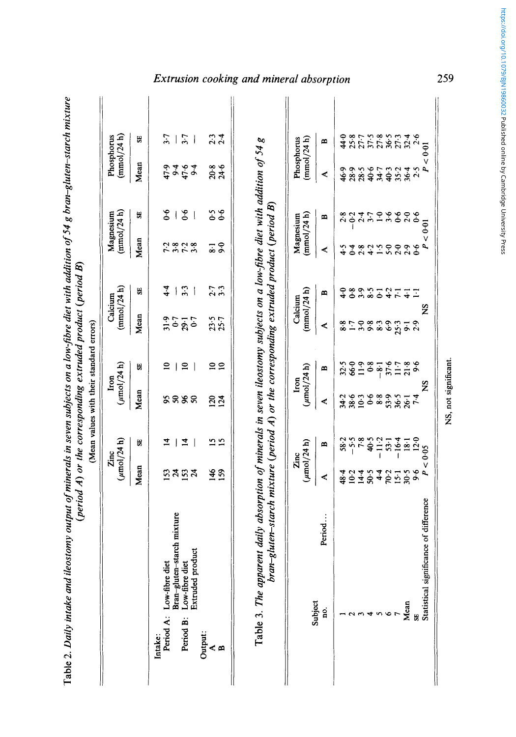Table 2. *Daily intake and ileostomy output of minerals in seven subjects on a low-fibre diet with addition of 54 g bran–gluten–starch mixture (period A) or the corresponding extruded product (period B)*

(Mean values with their standard errors)

| | Zinc (μmol/24 h) | | Iron (μmol/24 h) | | Calcium (mmol/24 h) | | Magnesium (mmol/24 h) | | Phosphorus (mmol/24 h) | |
|---|---|---|---|---|---|---|---|---|---|---|
| | Mean | SE | Mean | SE | Mean | SE | Mean | SE | Mean | SE |
| Intake: | | | | | | | | | | |
| Period A: Low-fibre diet | 153 | 14 | 95 | 10 | 31·9 | 4·4 | 7·2 | 0·6 | 47·9 | 3·7 |
| Bran–gluten–starch mixture | 24 | — | 50 | — | 0·7 | — | 3·8 | — | 9·4 | — |
| Period B: Low-fibre diet | 153 | 14 | 96 | 10 | 29·1 | 3·3 | 7·2 | 0·6 | 47·6 | 3·7 |
| Extruded product | 24 | — | 50 | — | 0·7 | — | 3·8 | — | 9·4 | — |
| Output: | | | | | | | | | | |
| A | 146 | 15 | 120 | 10 | 23·5 | 2·7 | 8·1 | 0·5 | 20·8 | 2·3 |
| B | 159 | 15 | 124 | 10 | 25·7 | 3·3 | 9·0 | 0·6 | 24·6 | 2·4 |

Table 3. *The apparent daily absorption of minerals in seven ileostomy subjects on a low-fibre diet with addition of 54 g bran–gluten–starch mixture (period A) or the corresponding extruded product (period B)*

| Subject no. | Zinc (μmol/24 h) | | Iron (μmol/24 h) | | Calcium (mmol/24 h) | | Magnesium (mmol/24 h) | | Phosphorus (mmol/24 h) | |
|---|---|---|---|---|---|---|---|---|---|---|
| Period... | A | B | A | B | A | B | A | B | A | B |
| 1 | 48·4 | 58·2 | 34·2 | 32·5 | 8·8 | 4·0 | 4·5 | 2·8 | 46·9 | 44·0 |
| 2 | 10·2 | −5·5 | 38·6 | 66·0 | 1·7 | 0·8 | 0·4 | −0·2 | 28·9 | 25·8 |
| 3 | 14·4 | 7·8 | 10·3 | 11·9 | 3·0 | 3·9 | 2·8 | 2·4 | 28·5 | 27·7 |
| 4 | 50·5 | 40·5 | 0·6 | 0·8 | 9·8 | 8·5 | 4·2 | 3·7 | 40·6 | 37·5 |
| 5 | 4·4 | −11·2 | 8·8 | −8·1 | 8·3 | 0·1 | 1·5 | 1·0 | 34·7 | 27·8 |
| 6 | 70·2 | 53·1 | 53·9 | 37·6 | 6·9 | 4·2 | 5·0 | 3·6 | 40·3 | 36·5 |
| 7 | 15·1 | −16·4 | 36·5 | 11·7 | 25·3 | 7·1 | 2·0 | 0·6 | 35·2 | 27·3 |
| Mean | 30·5 | 18·1 | 26·1 | 21·8 | 9·1 | 4·1 | 2·9 | 2·0 | 36·4 | 32·4 |
| SE | 9·6 | 12·0 | 7·4 | 9·6 | 2·9 | 1·1 | 0·6 | 0·6 | 2·5 | 2·6 |
| Statistical significance of difference | $P < 0.05$ | | NS | | NS | | $P < 0.01$ | | $P < 0.01$ | |

NS, not significant.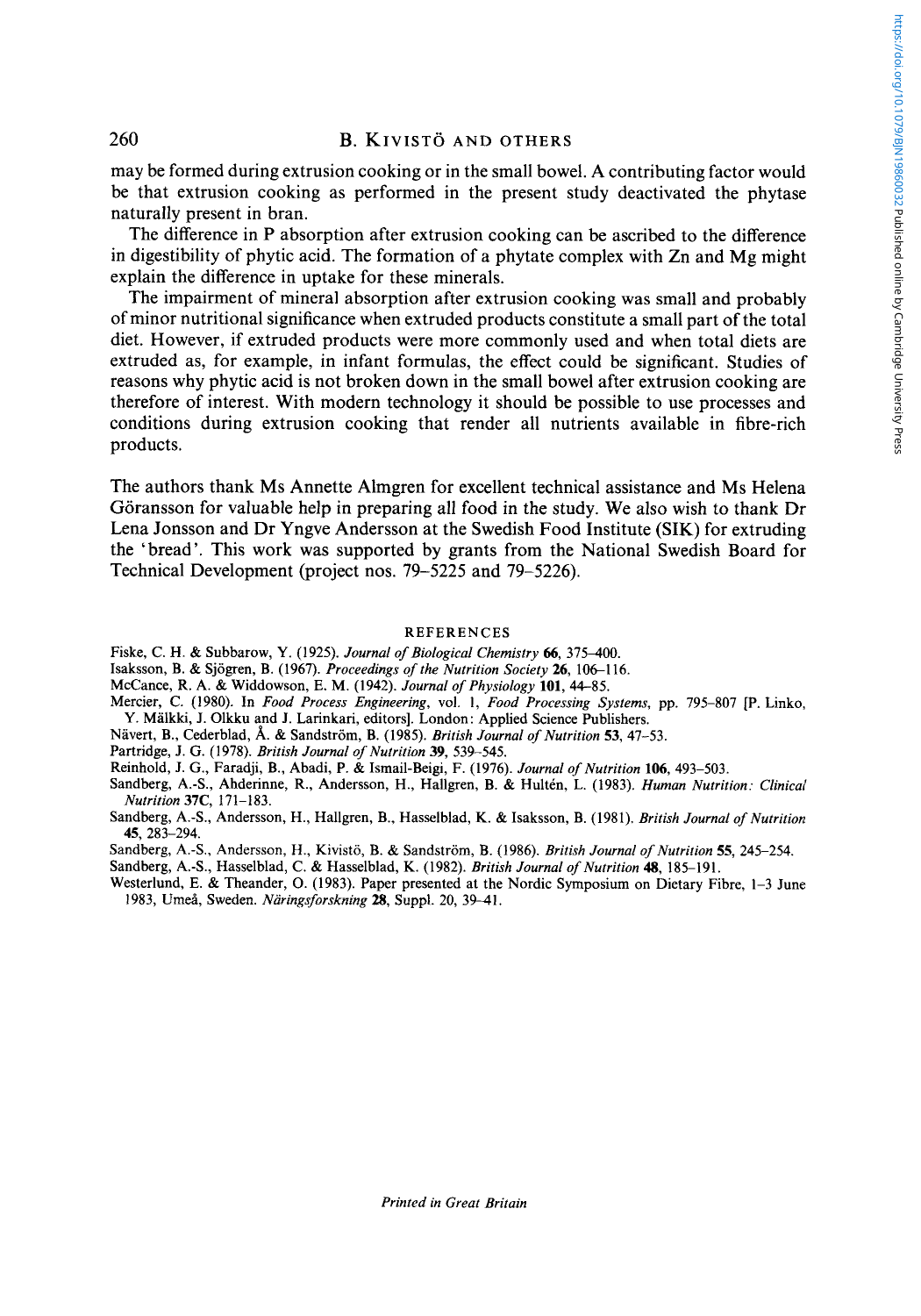may be formed during extrusion cooking or in the small bowel. A contributing factor would be that extrusion cooking as performed in the present study deactivated the phytase naturally present in bran.

The difference in P absorption after extrusion cooking can be ascribed to the difference in digestibility of phytic acid. The formation of a phytate complex with Zn and Mg might explain the difference in uptake for these minerals.

The impairment of mineral absorption after extrusion cooking was small and probably of minor nutritional significance when extruded products constitute a small part of the total diet. However, if extruded products were more commonly used and when total diets are extruded as, for example, in infant formulas, the effect could be significant. Studies of reasons why phytic acid is not broken down in the small bowel after extrusion cooking are therefore of interest. With modern technology it should be possible to use processes and conditions during extrusion cooking that render all nutrients available in fibre-rich products.

The authors thank Ms Annette Almgren for excellent technical assistance and Ms Helena Göransson for valuable help in preparing all food in the study. We also wish to thank Dr Lena Jonsson and Dr Yngve Andersson at the Swedish Food Institute (SIK) for extruding the 'bread'. This work was supported by grants from the National Swedish Board for Technical Development (project nos. 79–5225 and 79–5226).

## REFERENCES

Fiske, C. H. & Subbarow, Y. (1925). *Journal of Biological Chemistry* **66**, 375–400.

Isaksson, B. & Sjögren, B. (1967). *Proceedings of the Nutrition Society* **26**, 106–116.

McCance, R. A. & Widdowson, E. M. (1942). *Journal of Physiology* **101**, 44–85.

Mercier, C. (1980). In *Food Process Engineering*, vol. 1, *Food Processing Systems*, pp. 795–807 [P. Linko, Y. Mälkki, J. Olkku and J. Larinkari, editors]. London: Applied Science Publishers.

Nävert, B., Cederblad, Å. & Sandström, B. (1985). *British Journal of Nutrition* **53**, 47–53.

Partridge, J. G. (1978). *British Journal of Nutrition* **39**, 539–545.

Reinhold, J. G., Faradji, B., Abadi, P. & Ismail-Beigi, F. (1976). *Journal of Nutrition* **106**, 493–503.

Sandberg, A.-S., Ahderinne, R., Andersson, H., Hallgren, B. & Hultén, L. (1983). *Human Nutrition: Clinical Nutrition* **37C**, 171–183.

Sandberg, A.-S., Andersson, H., Hallgren, B., Hasselblad, K. & Isaksson, B. (1981). *British Journal of Nutrition* **45**, 283–294.

Sandberg, A.-S., Andersson, H., Kivistö, B. & Sandström, B. (1986). *British Journal of Nutrition* **55**, 245–254.

Sandberg, A.-S., Hasselblad, C. & Hasselblad, K. (1982). *British Journal of Nutrition* **48**, 185–191.

Westerlund, E. & Theander, O. (1983). Paper presented at the Nordic Symposium on Dietary Fibre, 1–3 June 1983, Umeå, Sweden. *Näringsforskning* **28**, Suppl. 20, 39–41.